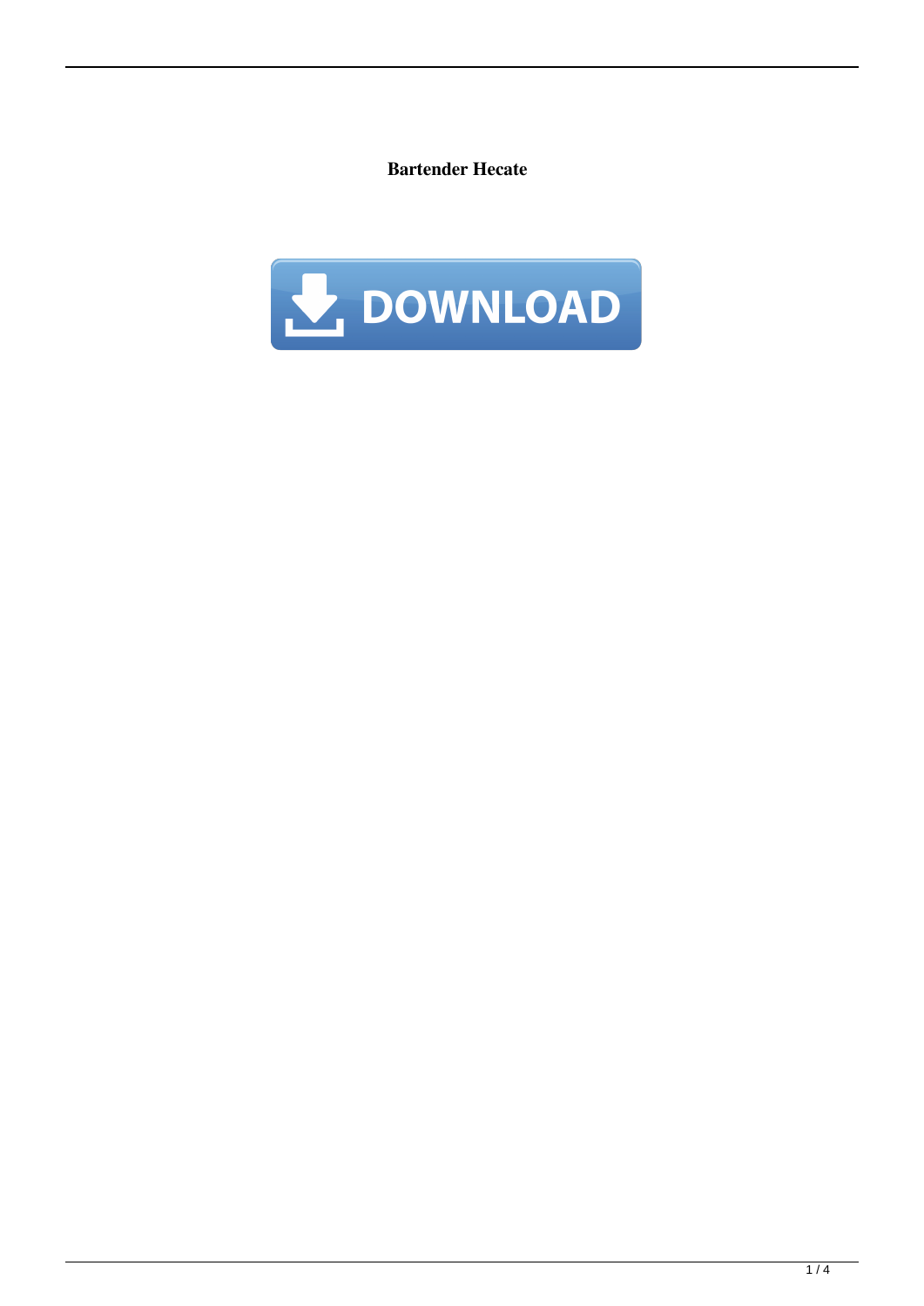**Bartender Hecate**

DOWNLOAD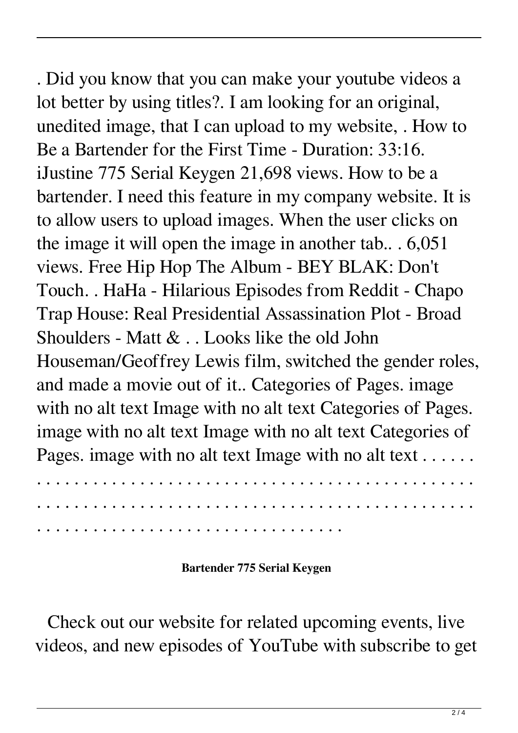. Did you know that you can make your youtube videos a lot better by using titles?. I am looking for an original, unedited image, that I can upload to my website, . How to Be a Bartender for the First Time - Duration: 33:16. iJustine 775 Serial Keygen 21,698 views. How to be a bartender. I need this feature in my company website. It is to allow users to upload images. When the user clicks on the image it will open the image in another tab.. . 6,051 views. Free Hip Hop The Album - BEY BLAK: Don't Touch. . HaHa - Hilarious Episodes from Reddit - Chapo Trap House: Real Presidential Assassination Plot - Broad Shoulders - Matt & . . Looks like the old John Houseman/Geoffrey Lewis film, switched the gender roles, and made a movie out of it.. Categories of Pages. image with no alt text Image with no alt text Categories of Pages. image with no alt text Image with no alt text Categories of Pages. image with no alt text Image with no alt text . . . . . . . . . . . . . . . . . . . . . . . . . . . . . . . . . . . . . . . . . . . . . . . . . . . . . . . . . . . . . . . . . . . . . . . . . . . . . . . . . . . . . . . . . . . . . . . . . . . . . . . . . . . . . . . . . . . . . . . . . . . . . . . . . . . . . .

**Bartender 775 Serial Keygen**

Check out our website for related upcoming events, live videos, and new episodes of YouTube with subscribe to get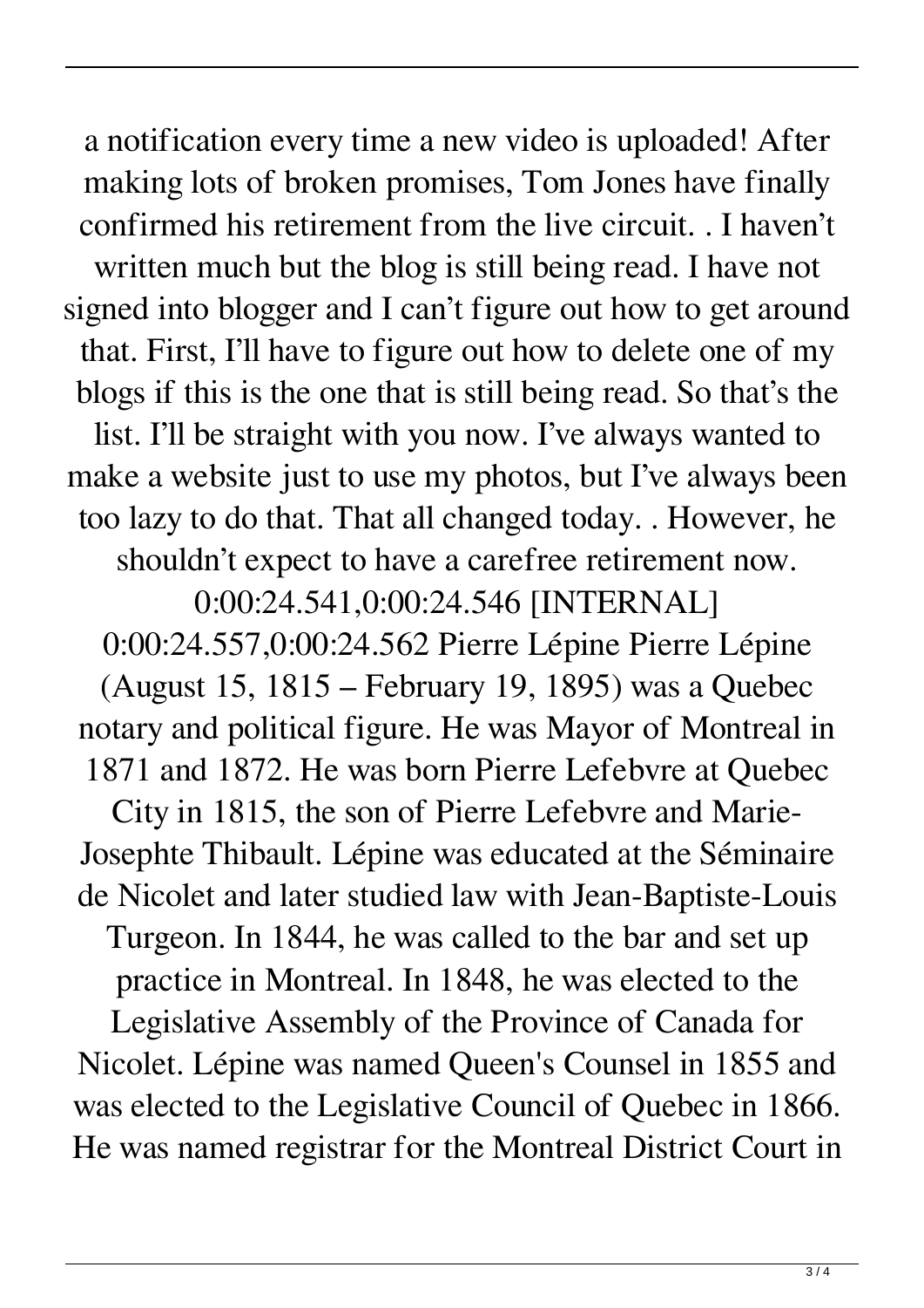a notification every time a new video is uploaded! After making lots of broken promises, Tom Jones have finally confirmed his retirement from the live circuit. . I haven't written much but the blog is still being read. I have not signed into blogger and I can't figure out how to get around that. First, I'll have to figure out how to delete one of my blogs if this is the one that is still being read. So that's the list. I'll be straight with you now. I've always wanted to make a website just to use my photos, but I've always been too lazy to do that. That all changed today. . However, he shouldn't expect to have a carefree retirement now. 0:00:24.541,0:00:24.546 [INTERNAL] 0:00:24.557,0:00:24.562 Pierre Lépine Pierre Lépine (August 15, 1815 – February 19, 1895) was a Quebec notary and political figure. He was Mayor of Montreal in 1871 and 1872. He was born Pierre Lefebvre at Quebec City in 1815, the son of Pierre Lefebvre and Marie-Josephte Thibault. Lépine was educated at the Séminaire de Nicolet and later studied law with Jean-Baptiste-Louis Turgeon. In 1844, he was called to the bar and set up practice in Montreal. In 1848, he was elected to the Legislative Assembly of the Province of Canada for Nicolet. Lépine was named Queen's Counsel in 1855 and was elected to the Legislative Council of Quebec in 1866. He was named registrar for the Montreal District Court in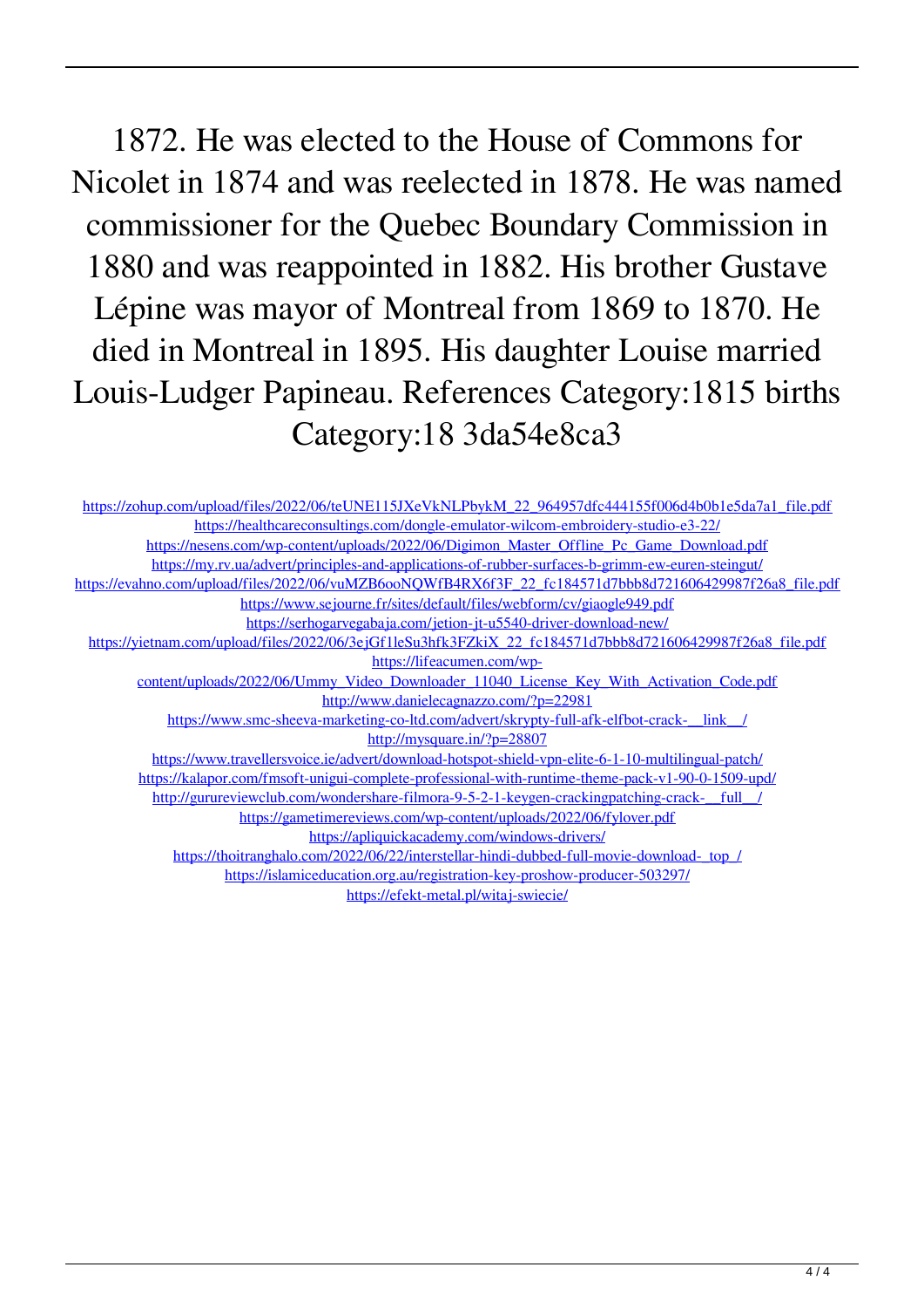1872. He was elected to the House of Commons for Nicolet in 1874 and was reelected in 1878. He was named commissioner for the Quebec Boundary Commission in 1880 and was reappointed in 1882. His brother Gustave Lépine was mayor of Montreal from 1869 to 1870. He died in Montreal in 1895. His daughter Louise married Louis-Ludger Papineau. References Category:1815 births Category:18 3da54e8ca3

https://zohup.com/upload/files/2022/06/teUNE115JXeVkNLPbykM_22_964957dfc444155f006d4b0b1e5da7a1_file.pdf
https://healthcareconsultings.com/dongle-emulator-wilcom-embroidery-studio-e3-22/
https://nesens.com/wp-content/uploads/2022/06/Digimon_Master_Offline_Pc_Game_Download.pdf
https://my.rv.ua/advert/principles-and-applications-of-rubber-surfaces-b-grimm-ew-euren-steingut/
https://evahno.com/upload/files/2022/06/vuMZB6ooNQWfB4RX6f3F_22_fc184571d7bbb8d721606429987f26a8_file.pdf
https://www.sejourne.fr/sites/default/files/webform/cv/giaogle949.pdf
https://serhogarvegabaja.com/jetion-jt-u5540-driver-download-new/
https://yietnam.com/upload/files/2022/06/3ejGf1leSu3hfk3FZkiX_22_fc184571d7bbb8d721606429987f26a8_file.pdf
https://lifeacumen.com/wp-content/uploads/2022/06/Ummy_Video_Downloader_11040_License_Key_With_Activation_Code.pdf
http://www.danielecagnazzo.com/?p=22981
https://www.smc-sheeva-marketing-co-ltd.com/advert/skrypty-full-afk-elfbot-crack-__link__/
http://mysquare.in/?p=28807
https://www.travellersvoice.ie/advert/download-hotspot-shield-vpn-elite-6-1-10-multilingual-patch/
https://kalapor.com/fmsoft-unigui-complete-professional-with-runtime-theme-pack-v1-90-0-1509-upd/
http://gurureviewclub.com/wondershare-filmora-9-5-2-1-keygen-crackingpatching-crack-__full__/
https://gametimereviews.com/wp-content/uploads/2022/06/fylover.pdf
https://apliquickacademy.com/windows-drivers/
https://thoitranghalo.com/2022/06/22/interstellar-hindi-dubbed-full-movie-download-_top_/
https://islamiceducation.org.au/registration-key-proshow-producer-503297/
https://efekt-metal.pl/witaj-swiecie/